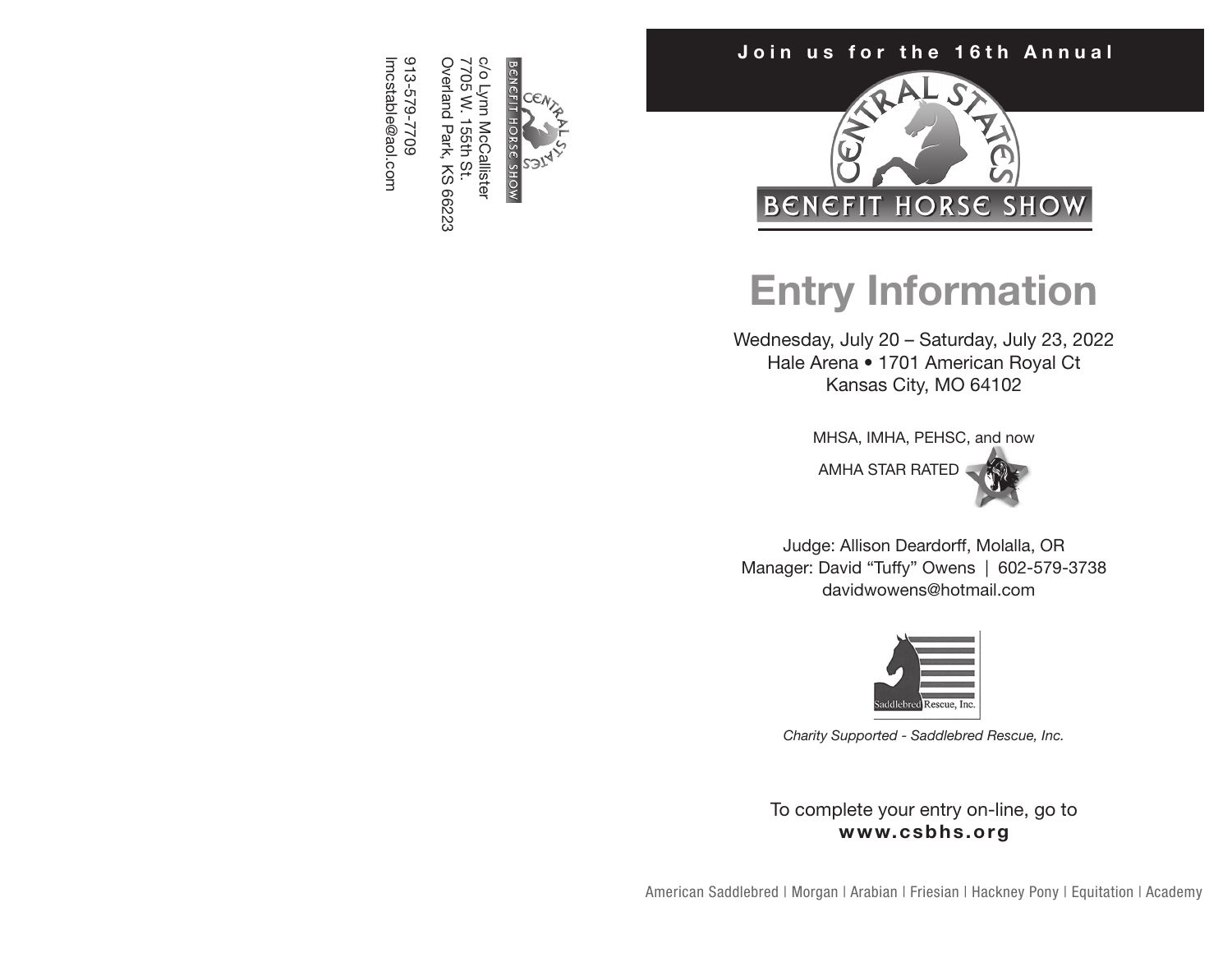BENEFIT HORSE SHOW

c/o Lynn McCallister
7705 W. 155th St.
Overland Park, KS 66223

913-579-7709
lmcstable@aol.com

**Join us for the 16th Annual**

CENTRAL STATES

BENEFIT HORSE SHOW

# Entry Information

Wednesday, July 20 – Saturday, July 23, 2022
Hale Arena • 1701 American Royal Ct
Kansas City, MO 64102

MHSA, IMHA, PEHSC, and now

AMHA STAR RATED

Judge: Allison Deardorff, Molalla, OR
Manager: David "Tuffy" Owens | 602-579-3738
davidwowens@hotmail.com

Saddlebred Rescue, Inc.

*Charity Supported - Saddlebred Rescue, Inc.*

To complete your entry on-line, go to
**www.csbhs.org**

American Saddlebred | Morgan | Arabian | Friesian | Hackney Pony | Equitation | Academy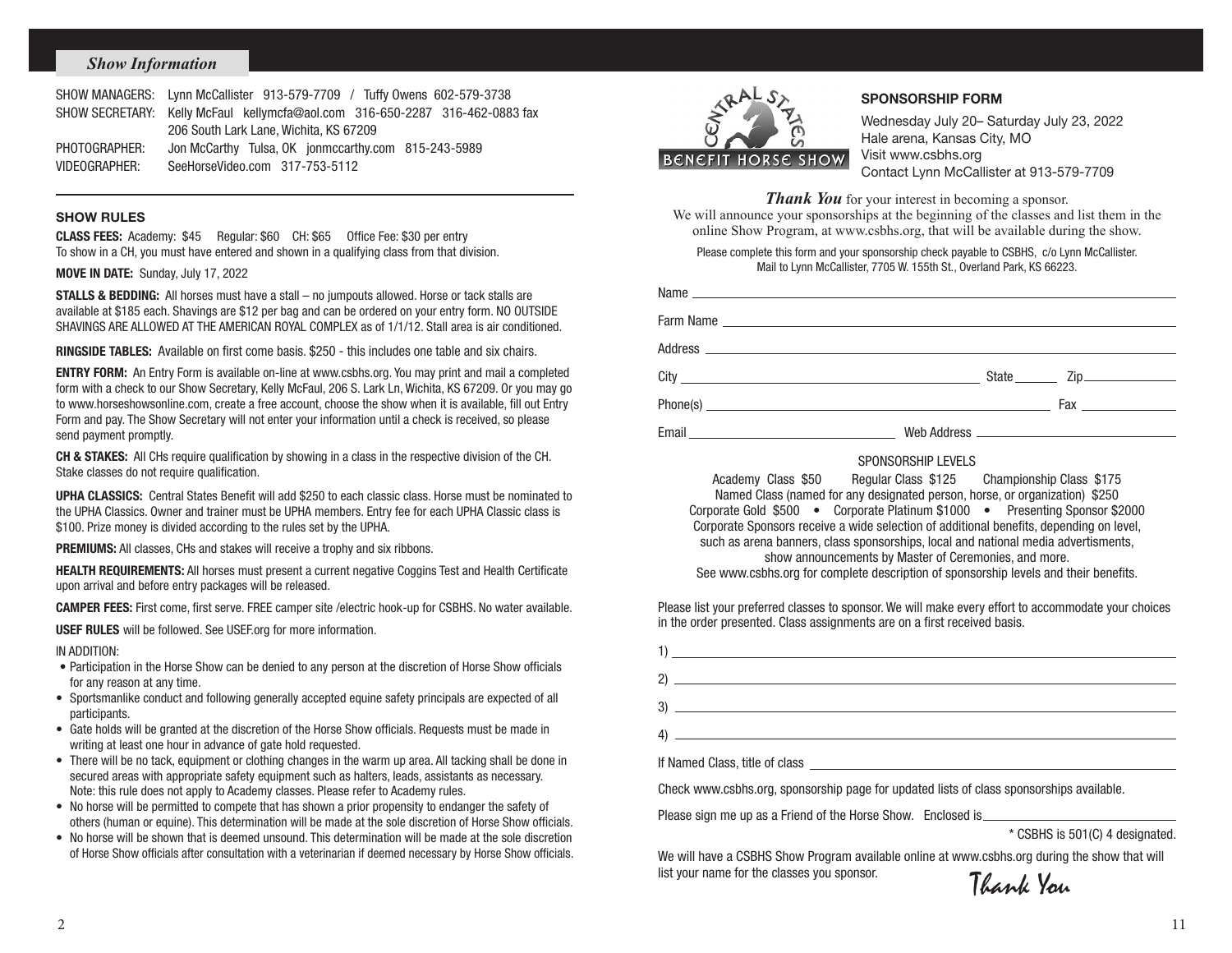## *Show Information*

SHOW MANAGERS: Lynn McCallister 913-579-7709 / Tuffy Owens 602-579-3738
SHOW SECRETARY: Kelly McFaul kellymcfa@aol.com 316-650-2287 316-462-0883 fax
206 South Lark Lane, Wichita, KS 67209
PHOTOGRAPHER: Jon McCarthy Tulsa, OK jonmccarthy.com 815-243-5989
VIDEOGRAPHER: SeeHorseVideo.com 317-753-5112

### SHOW RULES

**CLASS FEES:** Academy: $45 Regular: $60 CH: $65 Office Fee: $30 per entry
To show in a CH, you must have entered and shown in a qualifying class from that division.

**MOVE IN DATE:** Sunday, July 17, 2022

**STALLS & BEDDING:** All horses must have a stall – no jumpouts allowed. Horse or tack stalls are available at $185 each. Shavings are $12 per bag and can be ordered on your entry form. NO OUTSIDE SHAVINGS ARE ALLOWED AT THE AMERICAN ROYAL COMPLEX as of 1/1/12. Stall area is air conditioned.

**RINGSIDE TABLES:** Available on first come basis. $250 - this includes one table and six chairs.

**ENTRY FORM:** An Entry Form is available on-line at www.csbhs.org. You may print and mail a completed form with a check to our Show Secretary, Kelly McFaul, 206 S. Lark Ln, Wichita, KS 67209. Or you may go to www.horseshowsonline.com, create a free account, choose the show when it is available, fill out Entry Form and pay. The Show Secretary will not enter your information until a check is received, so please send payment promptly.

**CH & STAKES:** All CHs require qualification by showing in a class in the respective division of the CH. Stake classes do not require qualification.

**UPHA CLASSICS:** Central States Benefit will add $250 to each classic class. Horse must be nominated to the UPHA Classics. Owner and trainer must be UPHA members. Entry fee for each UPHA Classic class is $100. Prize money is divided according to the rules set by the UPHA.

**PREMIUMS:** All classes, CHs and stakes will receive a trophy and six ribbons.

**HEALTH REQUIREMENTS:** All horses must present a current negative Coggins Test and Health Certificate upon arrival and before entry packages will be released.

**CAMPER FEES:** First come, first serve. FREE camper site /electric hook-up for CSBHS. No water available.

**USEF RULES** will be followed. See USEF.org for more information.

IN ADDITION:

- Participation in the Horse Show can be denied to any person at the discretion of Horse Show officials for any reason at any time.
- Sportsmanlike conduct and following generally accepted equine safety principals are expected of all participants.
- Gate holds will be granted at the discretion of the Horse Show officials. Requests must be made in writing at least one hour in advance of gate hold requested.
- There will be no tack, equipment or clothing changes in the warm up area. All tacking shall be done in secured areas with appropriate safety equipment such as halters, leads, assistants as necessary. Note: this rule does not apply to Academy classes. Please refer to Academy rules.
- No horse will be permitted to compete that has shown a prior propensity to endanger the safety of others (human or equine). This determination will be made at the sole discretion of Horse Show officials.
- No horse will be shown that is deemed unsound. This determination will be made at the sole discretion of Horse Show officials after consultation with a veterinarian if deemed necessary by Horse Show officials.

CENTRAL STATES BENEFIT HORSE SHOW

### SPONSORSHIP FORM

Wednesday July 20– Saturday July 23, 2022
Hale arena, Kansas City, MO
Visit www.csbhs.org
Contact Lynn McCallister at 913-579-7709

***Thank You*** for your interest in becoming a sponsor.
We will announce your sponsorships at the beginning of the classes and list them in the online Show Program, at www.csbhs.org, that will be available during the show.

Please complete this form and your sponsorship check payable to CSBHS, c/o Lynn McCallister. Mail to Lynn McCallister, 7705 W. 155th St., Overland Park, KS 66223.

Name ____________________

Farm Name ____________________

Address ____________________

City ____________________ State ______ Zip ______

Phone(s) ____________________ Fax ______

Email ____________________ Web Address ____________________

SPONSORSHIP LEVELS

Academy Class $50 Regular Class $125 Championship Class $175
Named Class (named for any designated person, horse, or organization) $250
Corporate Gold $500 • Corporate Platinum $1000 • Presenting Sponsor $2000
Corporate Sponsors receive a wide selection of additional benefits, depending on level, such as arena banners, class sponsorships, local and national media advertisments, show announcements by Master of Ceremonies, and more.
See www.csbhs.org for complete description of sponsorship levels and their benefits.

Please list your preferred classes to sponsor. We will make every effort to accommodate your choices in the order presented. Class assignments are on a first received basis.

1) ____________________

2) ____________________

3) ____________________

4) ____________________

If Named Class, title of class ____________________

Check www.csbhs.org, sponsorship page for updated lists of class sponsorships available.

Please sign me up as a Friend of the Horse Show. Enclosed is ____________

\* CSBHS is 501(C) 4 designated.

We will have a CSBHS Show Program available online at www.csbhs.org during the show that will list your name for the classes you sponsor.

Thank You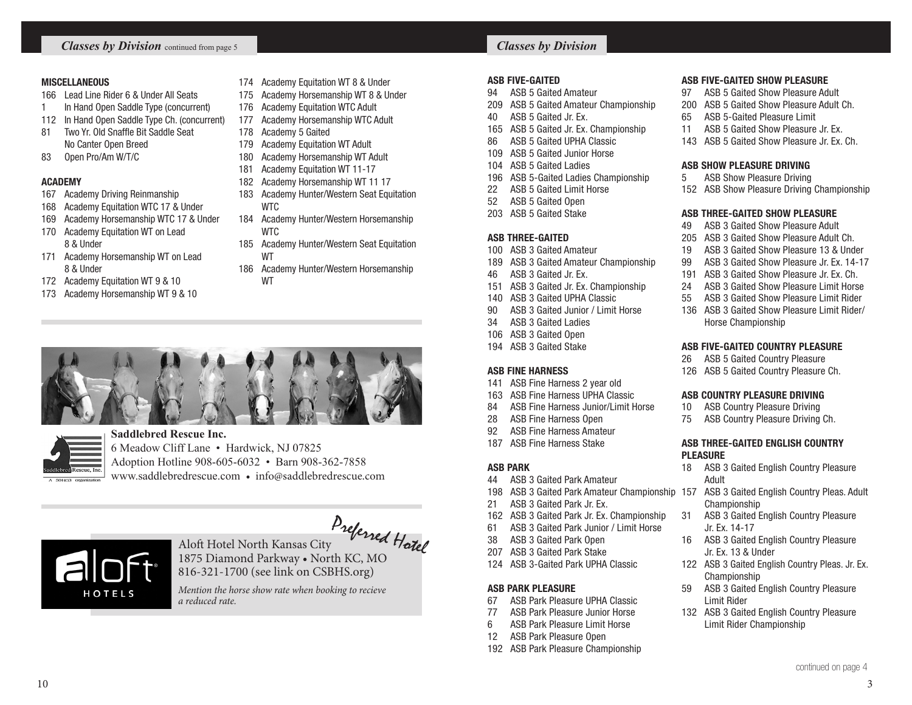## Classes by Division continued from page 5

### MISCELLANEOUS

- 166 Lead Line Rider 6 & Under All Seats
- 1 In Hand Open Saddle Type (concurrent)
- 112 In Hand Open Saddle Type Ch. (concurrent)
- 81 Two Yr. Old Snaffle Bit Saddle Seat No Canter Open Breed
- 83 Open Pro/Am W/T/C

### ACADEMY

- 167 Academy Driving Reinmanship
- 168 Academy Equitation WTC 17 & Under
- 169 Academy Horsemanship WTC 17 & Under
- 170 Academy Equitation WT on Lead 8 & Under
- 171 Academy Horsemanship WT on Lead 8 & Under
- 172 Academy Equitation WT 9 & 10
- 173 Academy Horsemanship WT 9 & 10
- 174 Academy Equitation WT 8 & Under
- 175 Academy Horsemanship WT 8 & Under
- 176 Academy Equitation WTC Adult
- 177 Academy Horsemanship WTC Adult
- 178 Academy 5 Gaited
- 179 Academy Equitation WT Adult
- 180 Academy Horsemanship WT Adult
- 181 Academy Equitation WT 11-17
- 182 Academy Horsemanship WT 11 17
- 183 Academy Hunter/Western Seat Equitation WTC
- 184 Academy Hunter/Western Horsemanship WTC
- 185 Academy Hunter/Western Seat Equitation WT
- 186 Academy Hunter/Western Horsemanship WT

**Saddlebred Rescue Inc.**
6 Meadow Cliff Lane • Hardwick, NJ 07825
Adoption Hotline 908-605-6032 • Barn 908-362-7858
www.saddlebredrescue.com • info@saddlebredrescue.com

*Preferred Hotel*

Aloft Hotel North Kansas City
1875 Diamond Parkway • North KC, MO
816-321-1700 (see link on CSBHS.org)

*Mention the horse show rate when booking to recieve a reduced rate.*

## Classes by Division

### ASB FIVE-GAITED

- 94 ASB 5 Gaited Amateur
- 209 ASB 5 Gaited Amateur Championship
- 40 ASB 5 Gaited Jr. Ex.
- 165 ASB 5 Gaited Jr. Ex. Championship
- 86 ASB 5 Gaited UPHA Classic
- 109 ASB 5 Gaited Junior Horse
- 104 ASB 5 Gaited Ladies
- 196 ASB 5-Gaited Ladies Championship
- 22 ASB 5 Gaited Limit Horse
- 52 ASB 5 Gaited Open
- 203 ASB 5 Gaited Stake

### ASB THREE-GAITED

- 100 ASB 3 Gaited Amateur
- 189 ASB 3 Gaited Amateur Championship
- 46 ASB 3 Gaited Jr. Ex.
- 151 ASB 3 Gaited Jr. Ex. Championship
- 140 ASB 3 Gaited UPHA Classic
- 90 ASB 3 Gaited Junior / Limit Horse
- 34 ASB 3 Gaited Ladies
- 106 ASB 3 Gaited Open
- 194 ASB 3 Gaited Stake

### ASB FINE HARNESS

- 141 ASB Fine Harness 2 year old
- 163 ASB Fine Harness UPHA Classic
- 84 ASB Fine Harness Junior/Limit Horse
- 28 ASB Fine Harness Open
- 92 ASB Fine Harness Amateur
- 187 ASB Fine Harness Stake

### ASB PARK

- 44 ASB 3 Gaited Park Amateur
- 198 ASB 3 Gaited Park Amateur Championship
- 21 ASB 3 Gaited Park Jr. Ex.
- 162 ASB 3 Gaited Park Jr. Ex. Championship
- 61 ASB 3 Gaited Park Junior / Limit Horse
- 38 ASB 3 Gaited Park Open
- 207 ASB 3 Gaited Park Stake
- 124 ASB 3-Gaited Park UPHA Classic

### ASB PARK PLEASURE

- 67 ASB Park Pleasure UPHA Classic
- 77 ASB Park Pleasure Junior Horse
- 6 ASB Park Pleasure Limit Horse
- 12 ASB Park Pleasure Open
- 192 ASB Park Pleasure Championship

### ASB FIVE-GAITED SHOW PLEASURE

- 97 ASB 5 Gaited Show Pleasure Adult
- 200 ASB 5 Gaited Show Pleasure Adult Ch.
- 65 ASB 5-Gaited Pleasure Limit
- 11 ASB 5 Gaited Show Pleasure Jr. Ex.
- 143 ASB 5 Gaited Show Pleasure Jr. Ex. Ch.

### ASB SHOW PLEASURE DRIVING

- 5 ASB Show Pleasure Driving
- 152 ASB Show Pleasure Driving Championship

### ASB THREE-GAITED SHOW PLEASURE

- 49 ASB 3 Gaited Show Pleasure Adult
- 205 ASB 3 Gaited Show Pleasure Adult Ch.
- 19 ASB 3 Gaited Show Pleasure 13 & Under
- 99 ASB 3 Gaited Show Pleasure Jr. Ex. 14-17
- 191 ASB 3 Gaited Show Pleasure Jr. Ex. Ch.
- 24 ASB 3 Gaited Show Pleasure Limit Horse
- 55 ASB 3 Gaited Show Pleasure Limit Rider
- 136 ASB 3 Gaited Show Pleasure Limit Rider/ Horse Championship

### ASB FIVE-GAITED COUNTRY PLEASURE

- 26 ASB 5 Gaited Country Pleasure
- 126 ASB 5 Gaited Country Pleasure Ch.

### ASB COUNTRY PLEASURE DRIVING

- 10 ASB Country Pleasure Driving
- 75 ASB Country Pleasure Driving Ch.

### ASB THREE-GAITED ENGLISH COUNTRY PLEASURE

- 18 ASB 3 Gaited English Country Pleasure Adult
- 157 ASB 3 Gaited English Country Pleas. Adult Championship
- 31 ASB 3 Gaited English Country Pleasure Jr. Ex. 14-17
- 16 ASB 3 Gaited English Country Pleasure Jr. Ex. 13 & Under
- 122 ASB 3 Gaited English Country Pleas. Jr. Ex. Championship
- 59 ASB 3 Gaited English Country Pleasure Limit Rider
- 132 ASB 3 Gaited English Country Pleasure Limit Rider Championship

continued on page 4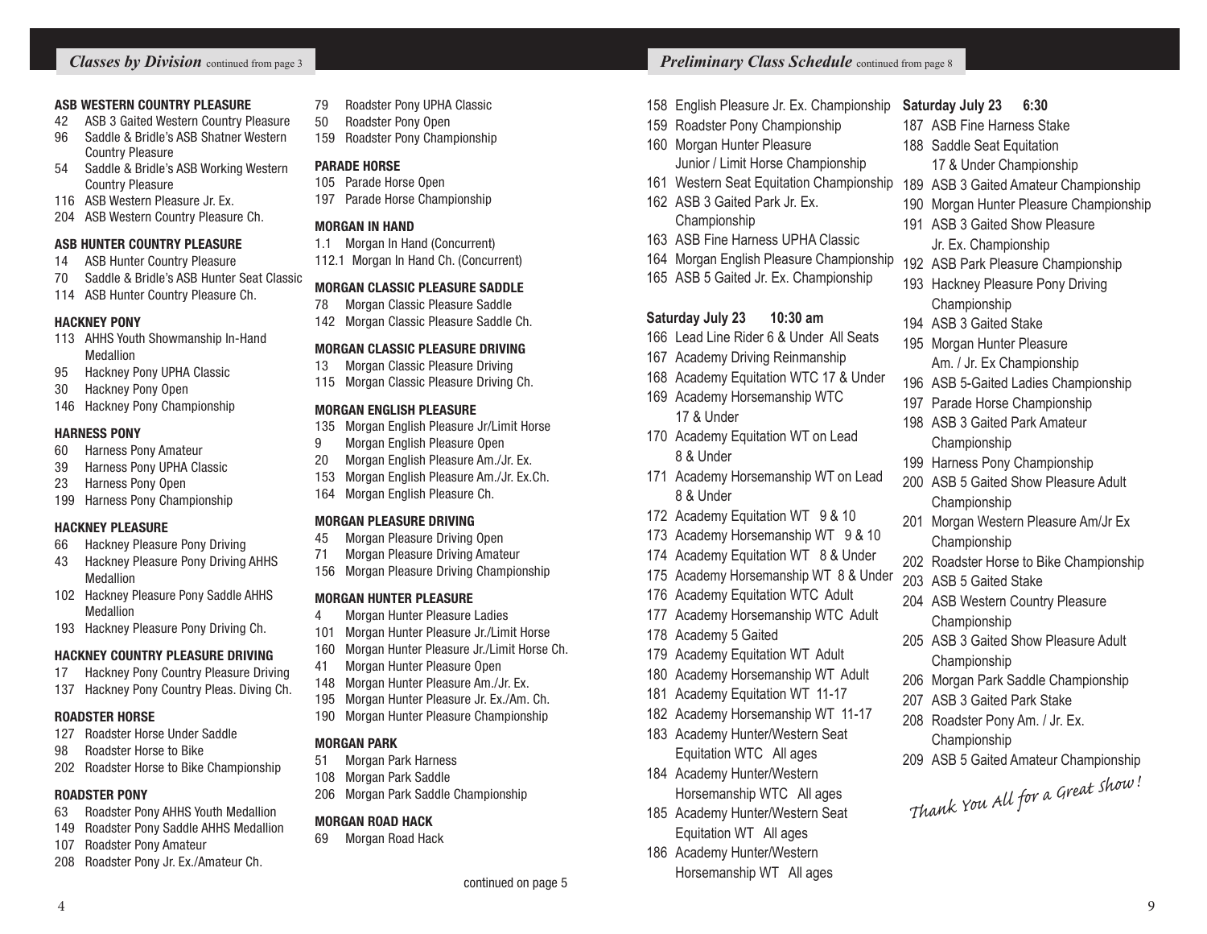## *Classes by Division* continued from page 3

### ASB WESTERN COUNTRY PLEASURE

- 42 ASB 3 Gaited Western Country Pleasure
- 96 Saddle & Bridle's ASB Shatner Western Country Pleasure
- 54 Saddle & Bridle's ASB Working Western Country Pleasure
- 116 ASB Western Pleasure Jr. Ex.
- 204 ASB Western Country Pleasure Ch.

### ASB HUNTER COUNTRY PLEASURE

- 14 ASB Hunter Country Pleasure
- 70 Saddle & Bridle's ASB Hunter Seat Classic
- 114 ASB Hunter Country Pleasure Ch.

### HACKNEY PONY

- 113 AHHS Youth Showmanship In-Hand Medallion
- 95 Hackney Pony UPHA Classic
- 30 Hackney Pony Open
- 146 Hackney Pony Championship

### HARNESS PONY

- 60 Harness Pony Amateur
- 39 Harness Pony UPHA Classic
- 23 Harness Pony Open
- 199 Harness Pony Championship

### HACKNEY PLEASURE

- 66 Hackney Pleasure Pony Driving
- 43 Hackney Pleasure Pony Driving AHHS Medallion
- 102 Hackney Pleasure Pony Saddle AHHS Medallion
- 193 Hackney Pleasure Pony Driving Ch.

### HACKNEY COUNTRY PLEASURE DRIVING

- 17 Hackney Pony Country Pleasure Driving
- 137 Hackney Pony Country Pleas. Diving Ch.

### ROADSTER HORSE

- 127 Roadster Horse Under Saddle
- 98 Roadster Horse to Bike
- 202 Roadster Horse to Bike Championship

### ROADSTER PONY

- 63 Roadster Pony AHHS Youth Medallion
- 149 Roadster Pony Saddle AHHS Medallion
- 107 Roadster Pony Amateur
- 208 Roadster Pony Jr. Ex./Amateur Ch.
- 79 Roadster Pony UPHA Classic
- 50 Roadster Pony Open
- 159 Roadster Pony Championship

### PARADE HORSE

- 105 Parade Horse Open
- 197 Parade Horse Championship

### MORGAN IN HAND

- 1.1 Morgan In Hand (Concurrent)
- 112.1 Morgan In Hand Ch. (Concurrent)

### MORGAN CLASSIC PLEASURE SADDLE

- 78 Morgan Classic Pleasure Saddle
- 142 Morgan Classic Pleasure Saddle Ch.

### MORGAN CLASSIC PLEASURE DRIVING

- 13 Morgan Classic Pleasure Driving
- 115 Morgan Classic Pleasure Driving Ch.

### MORGAN ENGLISH PLEASURE

- 135 Morgan English Pleasure Jr/Limit Horse
- 9 Morgan English Pleasure Open
- 20 Morgan English Pleasure Am./Jr. Ex.
- 153 Morgan English Pleasure Am./Jr. Ex.Ch.
- 164 Morgan English Pleasure Ch.

### MORGAN PLEASURE DRIVING

- 45 Morgan Pleasure Driving Open
- 71 Morgan Pleasure Driving Amateur
- 156 Morgan Pleasure Driving Championship

### MORGAN HUNTER PLEASURE

- 4 Morgan Hunter Pleasure Ladies
- 101 Morgan Hunter Pleasure Jr./Limit Horse
- 160 Morgan Hunter Pleasure Jr./Limit Horse Ch.
- 41 Morgan Hunter Pleasure Open
- 148 Morgan Hunter Pleasure Am./Jr. Ex.
- 195 Morgan Hunter Pleasure Jr. Ex./Am. Ch.
- 190 Morgan Hunter Pleasure Championship

### MORGAN PARK

- 51 Morgan Park Harness
- 108 Morgan Park Saddle
- 206 Morgan Park Saddle Championship

### MORGAN ROAD HACK

- 69 Morgan Road Hack

continued on page 5

## *Preliminary Class Schedule* continued from page 8

- 158 English Pleasure Jr. Ex. Championship
- 159 Roadster Pony Championship
- 160 Morgan Hunter Pleasure Junior / Limit Horse Championship
- 161 Western Seat Equitation Championship
- 162 ASB 3 Gaited Park Jr. Ex. Championship
- 163 ASB Fine Harness UPHA Classic
- 164 Morgan English Pleasure Championship
- 165 ASB 5 Gaited Jr. Ex. Championship

### Saturday July 23 10:30 am

- 166 Lead Line Rider 6 & Under All Seats
- 167 Academy Driving Reinmanship
- 168 Academy Equitation WTC 17 & Under
- 169 Academy Horsemanship WTC 17 & Under
- 170 Academy Equitation WT on Lead 8 & Under
- 171 Academy Horsemanship WT on Lead 8 & Under
- 172 Academy Equitation WT 9 & 10
- 173 Academy Horsemanship WT 9 & 10
- 174 Academy Equitation WT 8 & Under
- 175 Academy Horsemanship WT 8 & Under
- 176 Academy Equitation WTC Adult
- 177 Academy Horsemanship WTC Adult
- 178 Academy 5 Gaited
- 179 Academy Equitation WT Adult
- 180 Academy Horsemanship WT Adult
- 181 Academy Equitation WT 11-17
- 182 Academy Horsemanship WT 11-17
- 183 Academy Hunter/Western Seat Equitation WTC All ages
- 184 Academy Hunter/Western Horsemanship WTC All ages
- 185 Academy Hunter/Western Seat Equitation WT All ages
- 186 Academy Hunter/Western Horsemanship WT All ages

### Saturday July 23 6:30

- 187 ASB Fine Harness Stake
- 188 Saddle Seat Equitation 17 & Under Championship
- 189 ASB 3 Gaited Amateur Championship
- 190 Morgan Hunter Pleasure Championship
- 191 ASB 3 Gaited Show Pleasure Jr. Ex. Championship
- 192 ASB Park Pleasure Championship
- 193 Hackney Pleasure Pony Driving Championship
- 194 ASB 3 Gaited Stake
- 195 Morgan Hunter Pleasure Am. / Jr. Ex Championship
- 196 ASB 5-Gaited Ladies Championship
- 197 Parade Horse Championship
- 198 ASB 3 Gaited Park Amateur Championship
- 199 Harness Pony Championship
- 200 ASB 5 Gaited Show Pleasure Adult Championship
- 201 Morgan Western Pleasure Am/Jr Ex Championship
- 202 Roadster Horse to Bike Championship
- 203 ASB 5 Gaited Stake
- 204 ASB Western Country Pleasure Championship
- 205 ASB 3 Gaited Show Pleasure Adult Championship
- 206 Morgan Park Saddle Championship
- 207 ASB 3 Gaited Park Stake
- 208 Roadster Pony Am. / Jr. Ex. Championship
- 209 ASB 5 Gaited Amateur Championship

*Thank You All for a Great Show!*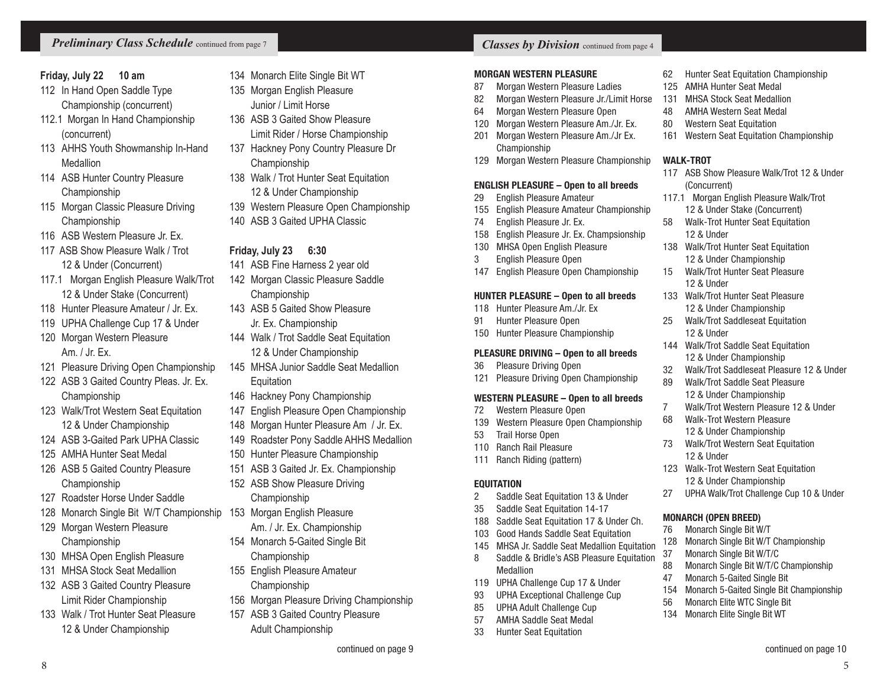## *Preliminary Class Schedule* continued from page 7

**Friday, July 22 10 am**

112 In Hand Open Saddle Type Championship (concurrent)
112.1 Morgan In Hand Championship (concurrent)
113 AHHS Youth Showmanship In-Hand Medallion
114 ASB Hunter Country Pleasure Championship
115 Morgan Classic Pleasure Driving Championship
116 ASB Western Pleasure Jr. Ex.
117 ASB Show Pleasure Walk / Trot 12 & Under (Concurrent)
117.1 Morgan English Pleasure Walk/Trot 12 & Under Stake (Concurrent)
118 Hunter Pleasure Amateur / Jr. Ex.
119 UPHA Challenge Cup 17 & Under
120 Morgan Western Pleasure Am. / Jr. Ex.
121 Pleasure Driving Open Championship
122 ASB 3 Gaited Country Pleas. Jr. Ex. Championship
123 Walk/Trot Western Seat Equitation 12 & Under Championship
124 ASB 3-Gaited Park UPHA Classic
125 AMHA Hunter Seat Medal
126 ASB 5 Gaited Country Pleasure Championship
127 Roadster Horse Under Saddle
128 Monarch Single Bit W/T Championship
129 Morgan Western Pleasure Championship
130 MHSA Open English Pleasure
131 MHSA Stock Seat Medallion
132 ASB 3 Gaited Country Pleasure Limit Rider Championship
133 Walk / Trot Hunter Seat Pleasure 12 & Under Championship
134 Monarch Elite Single Bit WT
135 Morgan English Pleasure Junior / Limit Horse
136 ASB 3 Gaited Show Pleasure Limit Rider / Horse Championship
137 Hackney Pony Country Pleasure Dr Championship
138 Walk / Trot Hunter Seat Equitation 12 & Under Championship
139 Western Pleasure Open Championship
140 ASB 3 Gaited UPHA Classic

**Friday, July 23 6:30**

141 ASB Fine Harness 2 year old
142 Morgan Classic Pleasure Saddle Championship
143 ASB 5 Gaited Show Pleasure Jr. Ex. Championship
144 Walk / Trot Saddle Seat Equitation 12 & Under Championship
145 MHSA Junior Saddle Seat Medallion Equitation
146 Hackney Pony Championship
147 English Pleasure Open Championship
148 Morgan Hunter Pleasure Am / Jr. Ex.
149 Roadster Pony Saddle AHHS Medallion
150 Hunter Pleasure Championship
151 ASB 3 Gaited Jr. Ex. Championship
152 ASB Show Pleasure Driving Championship
153 Morgan English Pleasure Am. / Jr. Ex. Championship
154 Monarch 5-Gaited Single Bit Championship
155 English Pleasure Amateur Championship
156 Morgan Pleasure Driving Championship
157 ASB 3 Gaited Country Pleasure Adult Championship

continued on page 9

## *Classes by Division* continued from page 4

**MORGAN WESTERN PLEASURE**

87 Morgan Western Pleasure Ladies
82 Morgan Western Pleasure Jr./Limit Horse
64 Morgan Western Pleasure Open
120 Morgan Western Pleasure Am./Jr. Ex.
201 Morgan Western Pleasure Am./Jr Ex. Championship
129 Morgan Western Pleasure Championship

**ENGLISH PLEASURE – Open to all breeds**

29 English Pleasure Amateur
155 English Pleasure Amateur Championship
74 English Pleasure Jr. Ex.
158 English Pleasure Jr. Ex. Champsionship
130 MHSA Open English Pleasure
3 English Pleasure Open
147 English Pleasure Open Championship

**HUNTER PLEASURE – Open to all breeds**

118 Hunter Pleasure Am./Jr. Ex
91 Hunter Pleasure Open
150 Hunter Pleasure Championship

**PLEASURE DRIVING – Open to all breeds**

36 Pleasure Driving Open
121 Pleasure Driving Open Championship

**WESTERN PLEASURE – Open to all breeds**

72 Western Pleasure Open
139 Western Pleasure Open Championship
53 Trail Horse Open
110 Ranch Rail Pleasure
111 Ranch Riding (pattern)

**EQUITATION**

2 Saddle Seat Equitation 13 & Under
35 Saddle Seat Equitation 14-17
188 Saddle Seat Equitation 17 & Under Ch.
103 Good Hands Saddle Seat Equitation
145 MHSA Jr. Saddle Seat Medallion Equitation
8 Saddle & Bridle's ASB Pleasure Equitation Medallion
119 UPHA Challenge Cup 17 & Under
93 UPHA Exceptional Challenge Cup
85 UPHA Adult Challenge Cup
57 AMHA Saddle Seat Medal
33 Hunter Seat Equitation
62 Hunter Seat Equitation Championship
125 AMHA Hunter Seat Medal
131 MHSA Stock Seat Medallion
48 AMHA Western Seat Medal
80 Western Seat Equitation
161 Western Seat Equitation Championship

**WALK-TROT**

117 ASB Show Pleasure Walk/Trot 12 & Under (Concurrent)
117.1 Morgan English Pleasure Walk/Trot 12 & Under Stake (Concurrent)
58 Walk-Trot Hunter Seat Equitation 12 & Under
138 Walk/Trot Hunter Seat Equitation 12 & Under Championship
15 Walk/Trot Hunter Seat Pleasure 12 & Under
133 Walk/Trot Hunter Seat Pleasure 12 & Under Championship
25 Walk/Trot Saddleseat Equitation 12 & Under
144 Walk/Trot Saddle Seat Equitation 12 & Under Championship
32 Walk/Trot Saddleseat Pleasure 12 & Under
89 Walk/Trot Saddle Seat Pleasure 12 & Under Championship
7 Walk/Trot Western Pleasure 12 & Under
68 Walk-Trot Western Pleasure 12 & Under Championship
73 Walk/Trot Western Seat Equitation 12 & Under
123 Walk-Trot Western Seat Equitation 12 & Under Championship
27 UPHA Walk/Trot Challenge Cup 10 & Under

**MONARCH (OPEN BREED)**

76 Monarch Single Bit W/T
128 Monarch Single Bit W/T Championship
37 Monarch Single Bit W/T/C
88 Monarch Single Bit W/T/C Championship
47 Monarch 5-Gaited Single Bit
154 Monarch 5-Gaited Single Bit Championship
56 Monarch Elite WTC Single Bit
134 Monarch Elite Single Bit WT

continued on page 10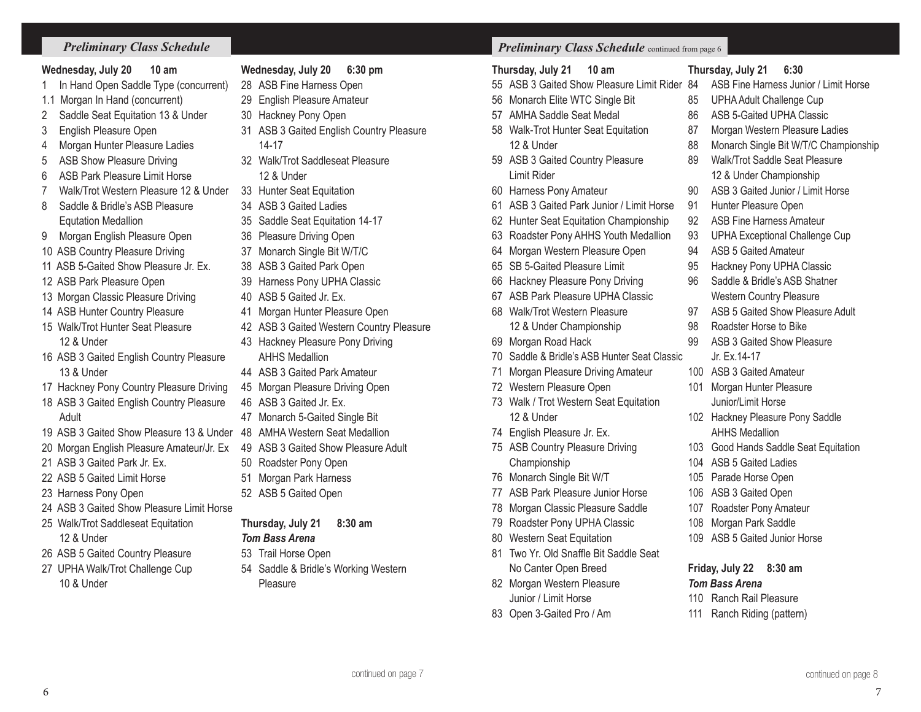## *Preliminary Class Schedule*

**Wednesday, July 20 10 am**

1 In Hand Open Saddle Type (concurrent)
1.1 Morgan In Hand (concurrent)
2 Saddle Seat Equitation 13 & Under
3 English Pleasure Open
4 Morgan Hunter Pleasure Ladies
5 ASB Show Pleasure Driving
6 ASB Park Pleasure Limit Horse
7 Walk/Trot Western Pleasure 12 & Under
8 Saddle & Bridle's ASB Pleasure Equtation Medallion
9 Morgan English Pleasure Open
10 ASB Country Pleasure Driving
11 ASB 5-Gaited Show Pleasure Jr. Ex.
12 ASB Park Pleasure Open
13 Morgan Classic Pleasure Driving
14 ASB Hunter Country Pleasure
15 Walk/Trot Hunter Seat Pleasure 12 & Under
16 ASB 3 Gaited English Country Pleasure 13 & Under
17 Hackney Pony Country Pleasure Driving
18 ASB 3 Gaited English Country Pleasure Adult
19 ASB 3 Gaited Show Pleasure 13 & Under
20 Morgan English Pleasure Amateur/Jr. Ex
21 ASB 3 Gaited Park Jr. Ex.
22 ASB 5 Gaited Limit Horse
23 Harness Pony Open
24 ASB 3 Gaited Show Pleasure Limit Horse
25 Walk/Trot Saddleseat Equitation 12 & Under
26 ASB 5 Gaited Country Pleasure
27 UPHA Walk/Trot Challenge Cup 10 & Under

**Wednesday, July 20 6:30 pm**

28 ASB Fine Harness Open
29 English Pleasure Amateur
30 Hackney Pony Open
31 ASB 3 Gaited English Country Pleasure 14-17
32 Walk/Trot Saddleseat Pleasure 12 & Under
33 Hunter Seat Equitation
34 ASB 3 Gaited Ladies
35 Saddle Seat Equitation 14-17
36 Pleasure Driving Open
37 Monarch Single Bit W/T/C
38 ASB 3 Gaited Park Open
39 Harness Pony UPHA Classic
40 ASB 5 Gaited Jr. Ex.
41 Morgan Hunter Pleasure Open
42 ASB 3 Gaited Western Country Pleasure
43 Hackney Pleasure Pony Driving AHHS Medallion
44 ASB 3 Gaited Park Amateur
45 Morgan Pleasure Driving Open
46 ASB 3 Gaited Jr. Ex.
47 Monarch 5-Gaited Single Bit
48 AMHA Western Seat Medallion
49 ASB 3 Gaited Show Pleasure Adult
50 Roadster Pony Open
51 Morgan Park Harness
52 ASB 5 Gaited Open

**Thursday, July 21 8:30 am**
***Tom Bass Arena***

53 Trail Horse Open
54 Saddle & Bridle's Working Western Pleasure

continued on page 7

## *Preliminary Class Schedule* continued from page 6

**Thursday, July 21 10 am**

55 ASB 3 Gaited Show Pleasure Limit Rider
56 Monarch Elite WTC Single Bit
57 AMHA Saddle Seat Medal
58 Walk-Trot Hunter Seat Equitation 12 & Under
59 ASB 3 Gaited Country Pleasure Limit Rider
60 Harness Pony Amateur
61 ASB 3 Gaited Park Junior / Limit Horse
62 Hunter Seat Equitation Championship
63 Roadster Pony AHHS Youth Medallion
64 Morgan Western Pleasure Open
65 SB 5-Gaited Pleasure Limit
66 Hackney Pleasure Pony Driving
67 ASB Park Pleasure UPHA Classic
68 Walk/Trot Western Pleasure 12 & Under Championship
69 Morgan Road Hack
70 Saddle & Bridle's ASB Hunter Seat Classic
71 Morgan Pleasure Driving Amateur
72 Western Pleasure Open
73 Walk / Trot Western Seat Equitation 12 & Under
74 English Pleasure Jr. Ex.
75 ASB Country Pleasure Driving Championship
76 Monarch Single Bit W/T
77 ASB Park Pleasure Junior Horse
78 Morgan Classic Pleasure Saddle
79 Roadster Pony UPHA Classic
80 Western Seat Equitation
81 Two Yr. Old Snaffle Bit Saddle Seat No Canter Open Breed
82 Morgan Western Pleasure Junior / Limit Horse
83 Open 3-Gaited Pro / Am

**Thursday, July 21 6:30**

84 ASB Fine Harness Junior / Limit Horse
85 UPHA Adult Challenge Cup
86 ASB 5-Gaited UPHA Classic
87 Morgan Western Pleasure Ladies
88 Monarch Single Bit W/T/C Championship
89 Walk/Trot Saddle Seat Pleasure 12 & Under Championship
90 ASB 3 Gaited Junior / Limit Horse
91 Hunter Pleasure Open
92 ASB Fine Harness Amateur
93 UPHA Exceptional Challenge Cup
94 ASB 5 Gaited Amateur
95 Hackney Pony UPHA Classic
96 Saddle & Bridle's ASB Shatner Western Country Pleasure
97 ASB 5 Gaited Show Pleasure Adult
98 Roadster Horse to Bike
99 ASB 3 Gaited Show Pleasure Jr. Ex.14-17
100 ASB 3 Gaited Amateur
101 Morgan Hunter Pleasure Junior/Limit Horse
102 Hackney Pleasure Pony Saddle AHHS Medallion
103 Good Hands Saddle Seat Equitation
104 ASB 5 Gaited Ladies
105 Parade Horse Open
106 ASB 3 Gaited Open
107 Roadster Pony Amateur
108 Morgan Park Saddle
109 ASB 5 Gaited Junior Horse

**Friday, July 22 8:30 am**
***Tom Bass Arena***

110 Ranch Rail Pleasure
111 Ranch Riding (pattern)

continued on page 8